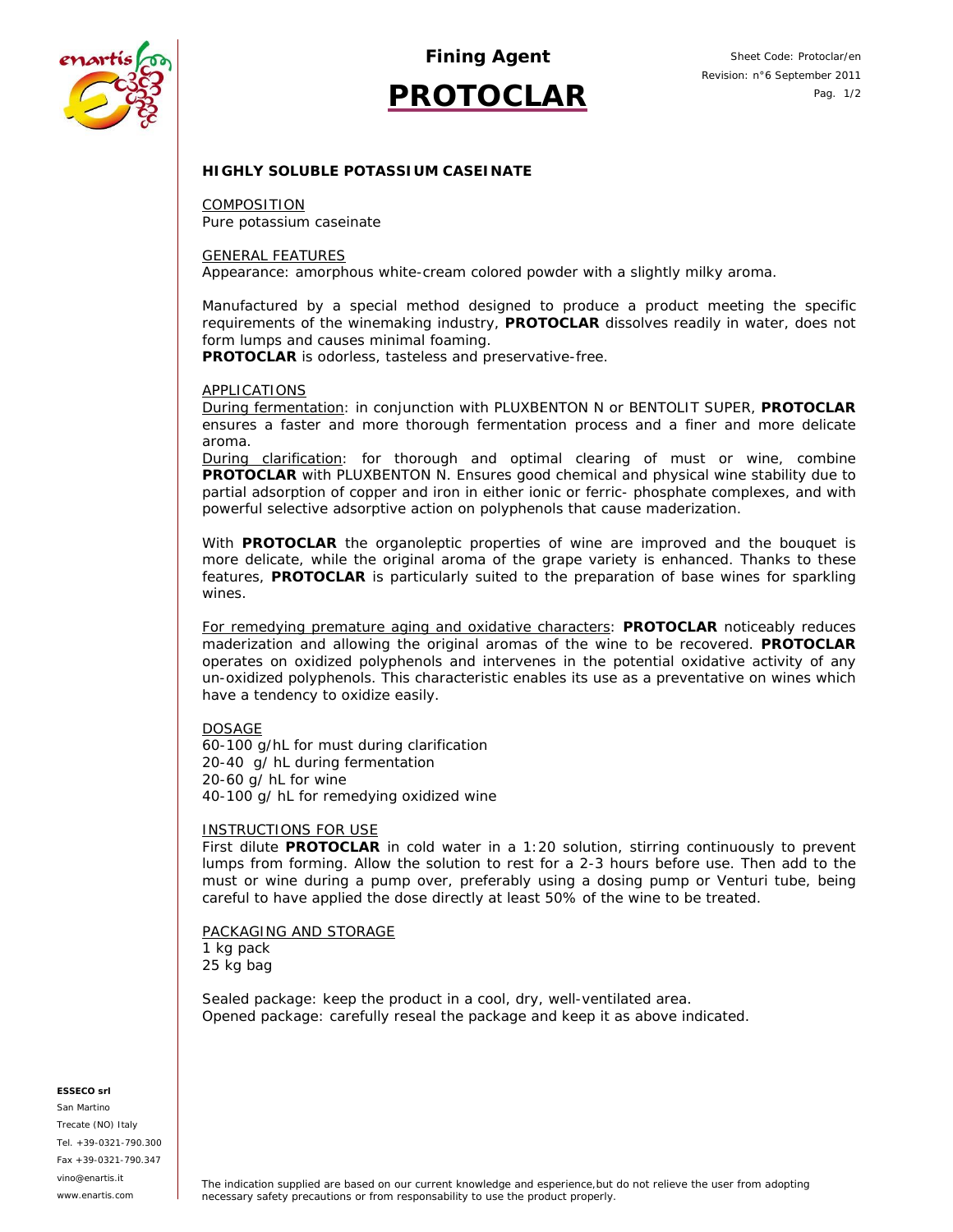# Fining Agent

# PROTOCLAR

Sheet Code: Protoclar/en
Revision: n°6 September 2011

**HIGHLY SOLUBLE POTASSIUM CASEINATE**

COMPOSITION
Pure potassium caseinate

GENERAL FEATURES
Appearance: amorphous white-cream colored powder with a slightly milky aroma.

Manufactured by a special method designed to produce a product meeting the specific requirements of the winemaking industry, **PROTOCLAR** dissolves readily in water, does not form lumps and causes minimal foaming.
**PROTOCLAR** is odorless, tasteless and preservative-free.

APPLICATIONS
During fermentation: in conjunction with PLUXBENTON N or BENTOLIT SUPER, **PROTOCLAR** ensures a faster and more thorough fermentation process and a finer and more delicate aroma.
During clarification: for thorough and optimal clearing of must or wine, combine **PROTOCLAR** with PLUXBENTON N. Ensures good chemical and physical wine stability due to partial adsorption of copper and iron in either ionic or ferric- phosphate complexes, and with powerful selective adsorptive action on polyphenols that cause maderization.

With **PROTOCLAR** the organoleptic properties of wine are improved and the bouquet is more delicate, while the original aroma of the grape variety is enhanced. Thanks to these features, **PROTOCLAR** is particularly suited to the preparation of base wines for sparkling wines.

For remedying premature aging and oxidative characters: **PROTOCLAR** noticeably reduces maderization and allowing the original aromas of the wine to be recovered. **PROTOCLAR** operates on oxidized polyphenols and intervenes in the potential oxidative activity of any un-oxidized polyphenols. This characteristic enables its use as a preventative on wines which have a tendency to oxidize easily.

DOSAGE
60-100 g/hL for must during clarification
20-40 g/ hL during fermentation
20-60 g/ hL for wine
40-100 g/ hL for remedying oxidized wine

INSTRUCTIONS FOR USE
First dilute **PROTOCLAR** in cold water in a 1:20 solution, stirring continuously to prevent lumps from forming. Allow the solution to rest for a 2-3 hours before use. Then add to the must or wine during a pump over, preferably using a dosing pump or Venturi tube, being careful to have applied the dose directly at least 50% of the wine to be treated.

PACKAGING AND STORAGE
1 kg pack
25 kg bag

Sealed package: keep the product in a cool, dry, well-ventilated area.
Opened package: carefully reseal the package and keep it as above indicated.

**ESSECO srl**
San Martino
Trecate (NO) Italy
Tel. +39-0321-790.300
Fax +39-0321-790.347
vino@enartis.it
www.enartis.com

The indication supplied are based on our current knowledge and esperience,but do not relieve the user from adopting necessary safety precautions or from responsability to use the product properly.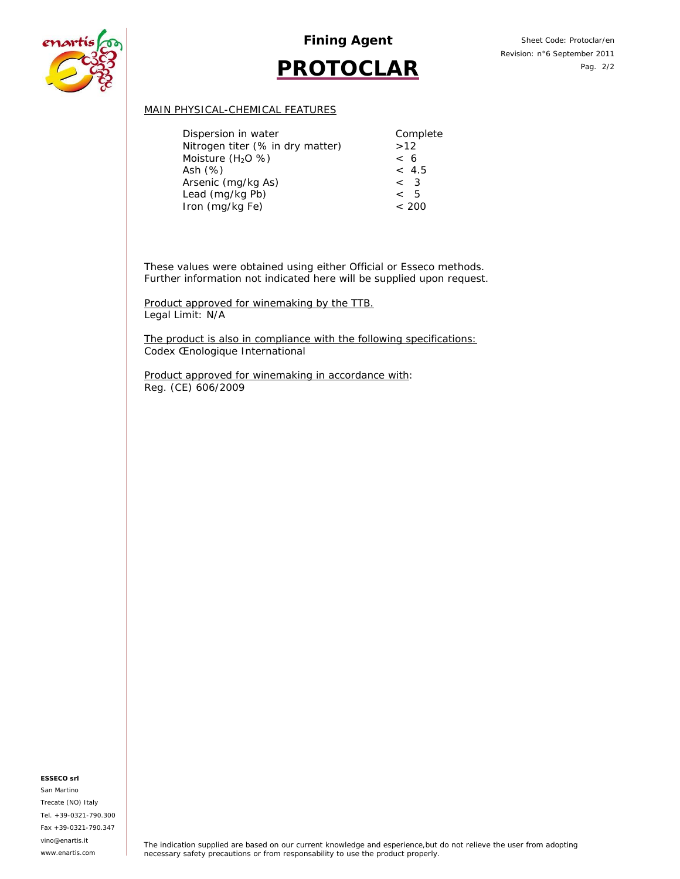# Fining Agent

# PROTOCLAR

MAIN PHYSICAL-CHEMICAL FEATURES

| | |
|---|---|
| Dispersion in water | Complete |
| Nitrogen titer (% in dry matter) | >12 |
| Moisture ($H_2O$ %) | < 6 |
| Ash (%) | < 4.5 |
| Arsenic (mg/kg As) | < 3 |
| Lead (mg/kg Pb) | < 5 |
| Iron (mg/kg Fe) | < 200 |

These values were obtained using either Official or Esseco methods.
Further information not indicated here will be supplied upon request.

Product approved for winemaking by the TTB.
Legal Limit: N/A

The product is also in compliance with the following specifications:
Codex Œnologique International

Product approved for winemaking in accordance with:
Reg. (CE) 606/2009

**ESSECO srl**
San Martino
Trecate (NO) Italy
Tel. +39-0321-790.300
Fax +39-0321-790.347
vino@enartis.it
www.enartis.com

The indication supplied are based on our current knowledge and esperience,but do not relieve the user from adopting necessary safety precautions or from responsability to use the product properly.